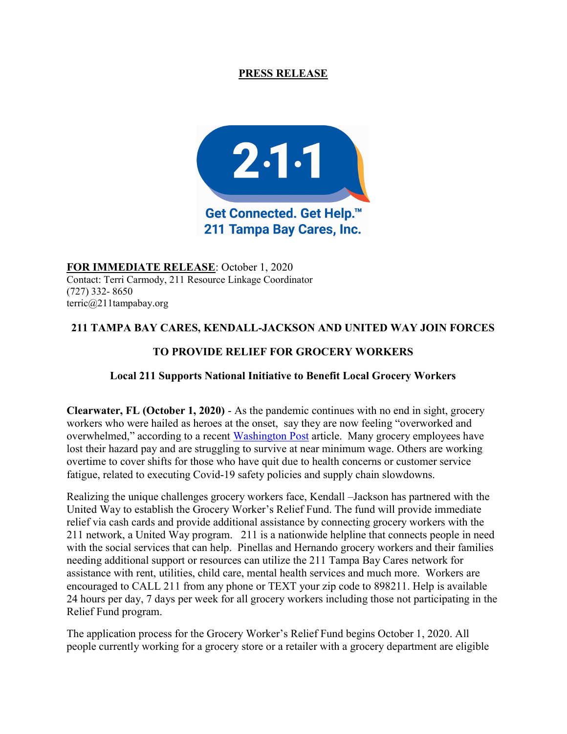**PRESS RELEASE**

2·1·1

Get Connected. Get Help.™
211 Tampa Bay Cares, Inc.

**FOR IMMEDIATE RELEASE**: October 1, 2020
Contact: Terri Carmody, 211 Resource Linkage Coordinator
(727) 332- 8650
terric@211tampabay.org

## 211 TAMPA BAY CARES, KENDALL-JACKSON AND UNITED WAY JOIN FORCES

## TO PROVIDE RELIEF FOR GROCERY WORKERS

### Local 211 Supports National Initiative to Benefit Local Grocery Workers

**Clearwater, FL (October 1, 2020)** - As the pandemic continues with no end in sight, grocery workers who were hailed as heroes at the onset, say they are now feeling "overworked and overwhelmed," according to a recent Washington Post article. Many grocery employees have lost their hazard pay and are struggling to survive at near minimum wage. Others are working overtime to cover shifts for those who have quit due to health concerns or customer service fatigue, related to executing Covid-19 safety policies and supply chain slowdowns.

Realizing the unique challenges grocery workers face, Kendall –Jackson has partnered with the United Way to establish the Grocery Worker's Relief Fund. The fund will provide immediate relief via cash cards and provide additional assistance by connecting grocery workers with the 211 network, a United Way program. 211 is a nationwide helpline that connects people in need with the social services that can help. Pinellas and Hernando grocery workers and their families needing additional support or resources can utilize the 211 Tampa Bay Cares network for assistance with rent, utilities, child care, mental health services and much more. Workers are encouraged to CALL 211 from any phone or TEXT your zip code to 898211. Help is available 24 hours per day, 7 days per week for all grocery workers including those not participating in the Relief Fund program.

The application process for the Grocery Worker's Relief Fund begins October 1, 2020. All people currently working for a grocery store or a retailer with a grocery department are eligible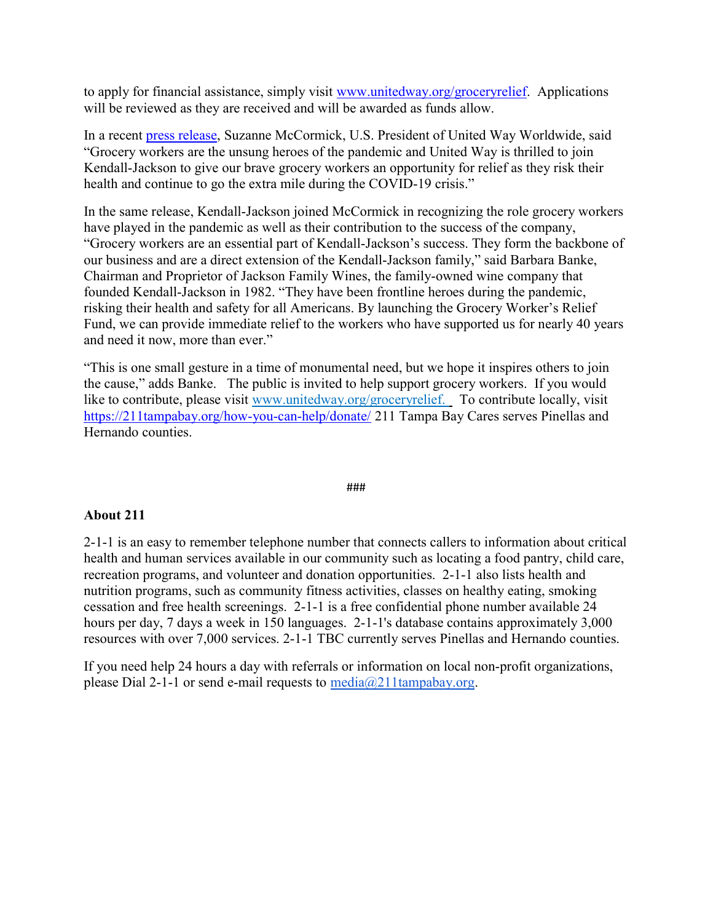to apply for financial assistance, simply visit [www.unitedway.org/groceryrelief](www.unitedway.org/groceryrelief). Applications will be reviewed as they are received and will be awarded as funds allow.

In a recent [press release](press release), Suzanne McCormick, U.S. President of United Way Worldwide, said "Grocery workers are the unsung heroes of the pandemic and United Way is thrilled to join Kendall-Jackson to give our brave grocery workers an opportunity for relief as they risk their health and continue to go the extra mile during the COVID-19 crisis."

In the same release, Kendall-Jackson joined McCormick in recognizing the role grocery workers have played in the pandemic as well as their contribution to the success of the company, "Grocery workers are an essential part of Kendall-Jackson's success. They form the backbone of our business and are a direct extension of the Kendall-Jackson family," said Barbara Banke, Chairman and Proprietor of Jackson Family Wines, the family-owned wine company that founded Kendall-Jackson in 1982. "They have been frontline heroes during the pandemic, risking their health and safety for all Americans. By launching the Grocery Worker's Relief Fund, we can provide immediate relief to the workers who have supported us for nearly 40 years and need it now, more than ever."

"This is one small gesture in a time of monumental need, but we hope it inspires others to join the cause," adds Banke. The public is invited to help support grocery workers. If you would like to contribute, please visit [www.unitedway.org/groceryrelief.](www.unitedway.org/groceryrelief) To contribute locally, visit [https://211tampabay.org/how-you-can-help/donate/](https://211tampabay.org/how-you-can-help/donate/) 211 Tampa Bay Cares serves Pinellas and Hernando counties.

###

**About 211**

2-1-1 is an easy to remember telephone number that connects callers to information about critical health and human services available in our community such as locating a food pantry, child care, recreation programs, and volunteer and donation opportunities. 2-1-1 also lists health and nutrition programs, such as community fitness activities, classes on healthy eating, smoking cessation and free health screenings. 2-1-1 is a free confidential phone number available 24 hours per day, 7 days a week in 150 languages. 2-1-1's database contains approximately 3,000 resources with over 7,000 services. 2-1-1 TBC currently serves Pinellas and Hernando counties.

If you need help 24 hours a day with referrals or information on local non-profit organizations, please Dial 2-1-1 or send e-mail requests to [media@211tampabay.org](mailto:media@211tampabay.org).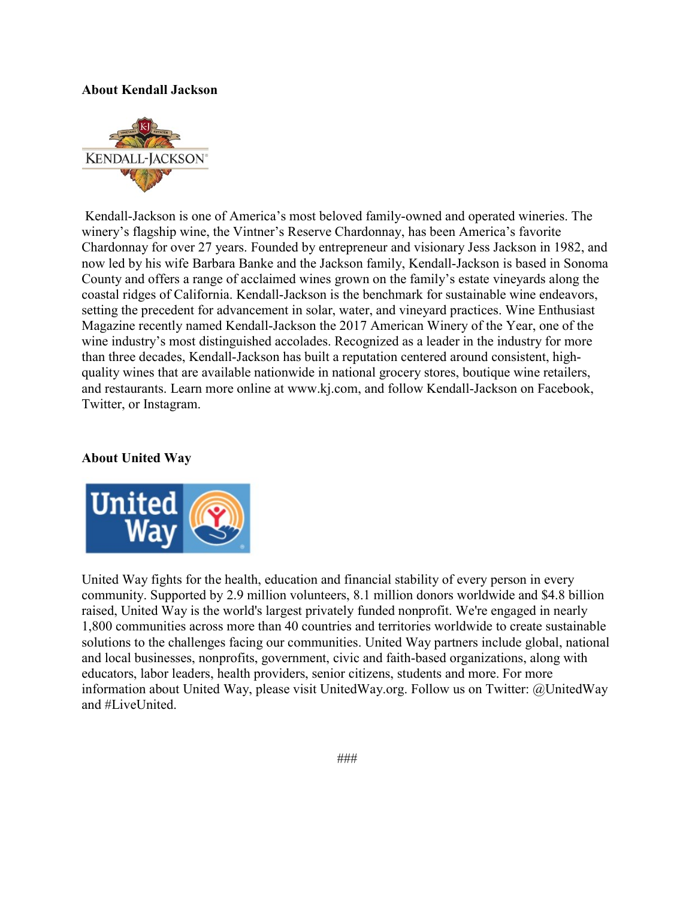**About Kendall Jackson**

Kendall-Jackson is one of America's most beloved family-owned and operated wineries. The winery's flagship wine, the Vintner's Reserve Chardonnay, has been America's favorite Chardonnay for over 27 years. Founded by entrepreneur and visionary Jess Jackson in 1982, and now led by his wife Barbara Banke and the Jackson family, Kendall-Jackson is based in Sonoma County and offers a range of acclaimed wines grown on the family's estate vineyards along the coastal ridges of California. Kendall-Jackson is the benchmark for sustainable wine endeavors, setting the precedent for advancement in solar, water, and vineyard practices. Wine Enthusiast Magazine recently named Kendall-Jackson the 2017 American Winery of the Year, one of the wine industry's most distinguished accolades. Recognized as a leader in the industry for more than three decades, Kendall-Jackson has built a reputation centered around consistent, high-quality wines that are available nationwide in national grocery stores, boutique wine retailers, and restaurants. Learn more online at www.kj.com, and follow Kendall-Jackson on Facebook, Twitter, or Instagram.

**About United Way**

United Way fights for the health, education and financial stability of every person in every community. Supported by 2.9 million volunteers, 8.1 million donors worldwide and $4.8 billion raised, United Way is the world's largest privately funded nonprofit. We're engaged in nearly 1,800 communities across more than 40 countries and territories worldwide to create sustainable solutions to the challenges facing our communities. United Way partners include global, national and local businesses, nonprofits, government, civic and faith-based organizations, along with educators, labor leaders, health providers, senior citizens, students and more. For more information about United Way, please visit UnitedWay.org. Follow us on Twitter: @UnitedWay and #LiveUnited.

###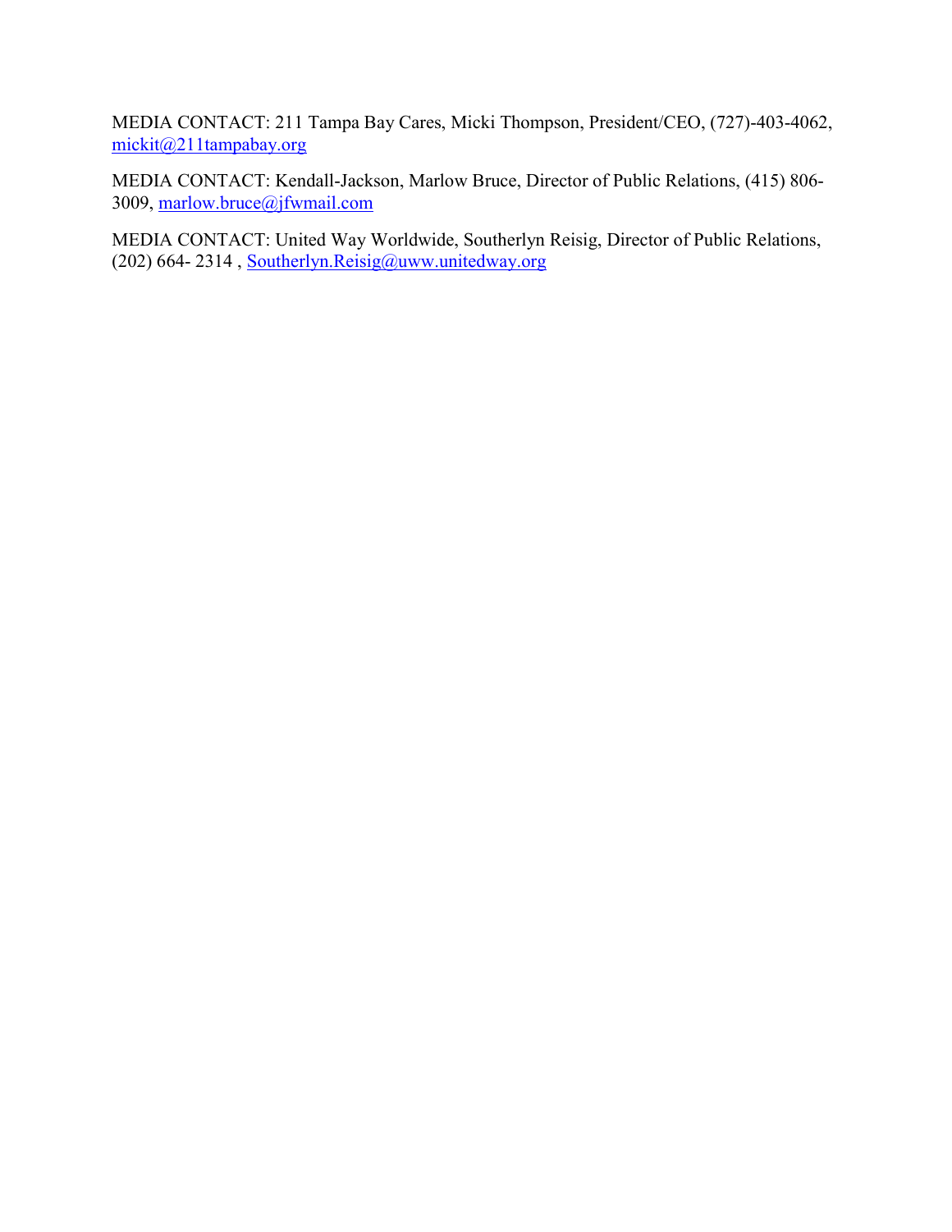MEDIA CONTACT: 211 Tampa Bay Cares, Micki Thompson, President/CEO, (727)-403-4062, mickit@211tampabay.org

MEDIA CONTACT: Kendall-Jackson, Marlow Bruce, Director of Public Relations, (415) 806-3009, marlow.bruce@jfwmail.com

MEDIA CONTACT: United Way Worldwide, Southerlyn Reisig, Director of Public Relations, (202) 664- 2314 , Southerlyn.Reisig@uww.unitedway.org